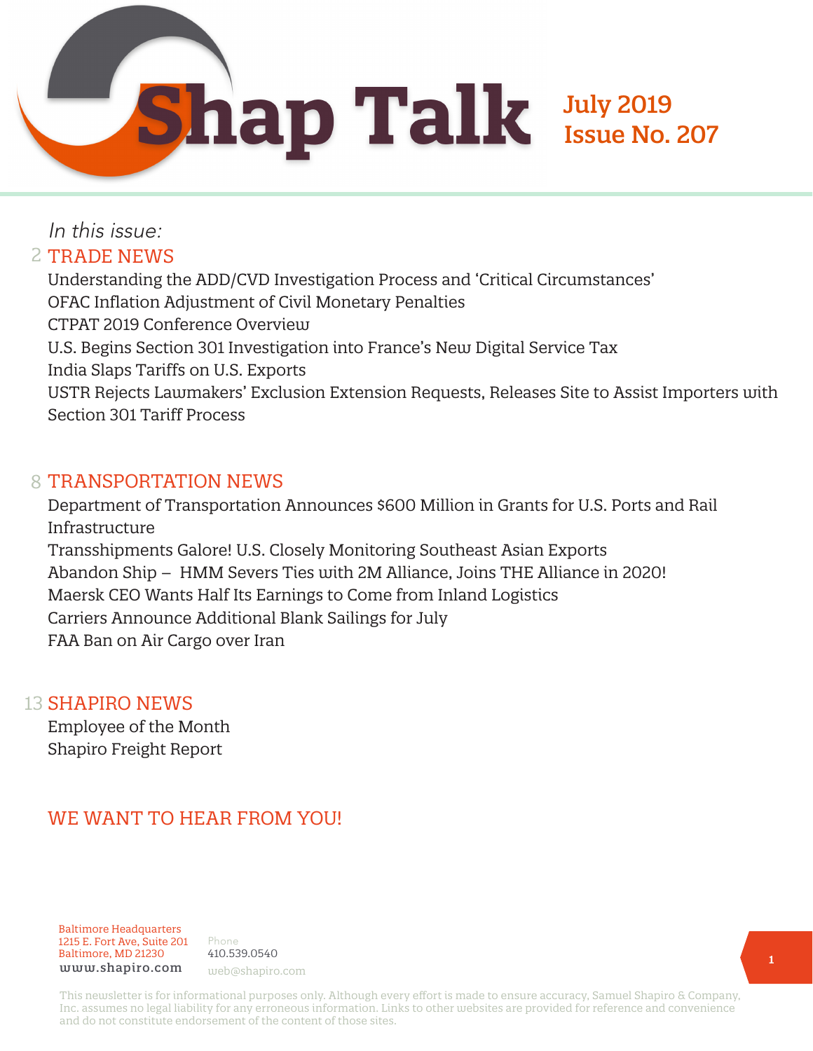# Shap Talk

**July 2019**
**Issue No. 207**

*In this issue:*

## 2 TRADE NEWS

- Understanding the ADD/CVD Investigation Process and 'Critical Circumstances'
- OFAC Inflation Adjustment of Civil Monetary Penalties
- CTPAT 2019 Conference Overview
- U.S. Begins Section 301 Investigation into France's New Digital Service Tax
- India Slaps Tariffs on U.S. Exports
- USTR Rejects Lawmakers' Exclusion Extension Requests, Releases Site to Assist Importers with Section 301 Tariff Process

## 8 TRANSPORTATION NEWS

- Department of Transportation Announces $600 Million in Grants for U.S. Ports and Rail Infrastructure
- Transshipments Galore! U.S. Closely Monitoring Southeast Asian Exports
- Abandon Ship – HMM Severs Ties with 2M Alliance, Joins THE Alliance in 2020!
- Maersk CEO Wants Half Its Earnings to Come from Inland Logistics
- Carriers Announce Additional Blank Sailings for July
- FAA Ban on Air Cargo over Iran

## 13 SHAPIRO NEWS

- Employee of the Month
- Shapiro Freight Report

## WE WANT TO HEAR FROM YOU!

Baltimore Headquarters
1215 E. Fort Ave, Suite 201
Baltimore, MD 21230
www.shapiro.com

Phone
410.539.0540
web@shapiro.com

This newsletter is for informational purposes only. Although every effort is made to ensure accuracy, Samuel Shapiro & Company, Inc. assumes no legal liability for any erroneous information. Links to other websites are provided for reference and convenience and do not constitute endorsement of the content of those sites.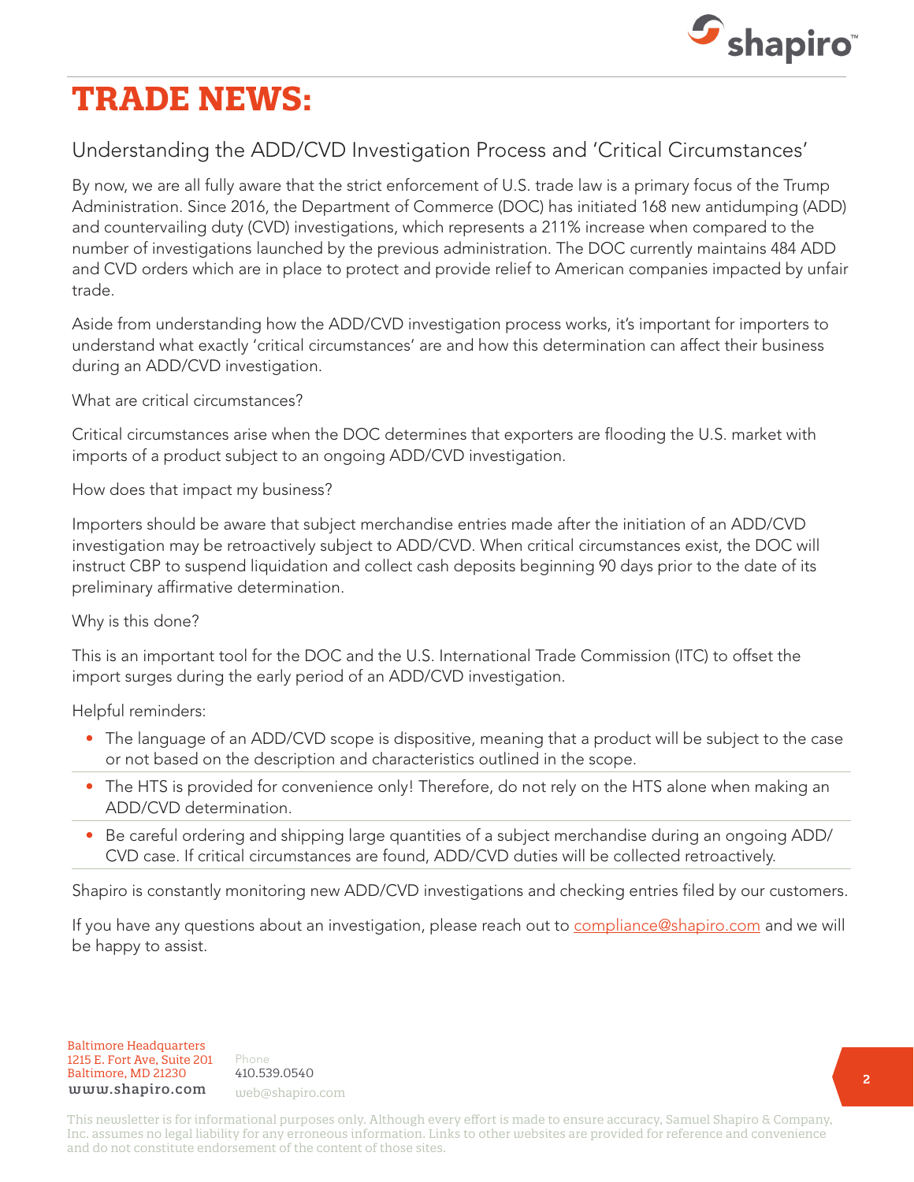# TRADE NEWS:

## Understanding the ADD/CVD Investigation Process and 'Critical Circumstances'

By now, we are all fully aware that the strict enforcement of U.S. trade law is a primary focus of the Trump Administration. Since 2016, the Department of Commerce (DOC) has initiated 168 new antidumping (ADD) and countervailing duty (CVD) investigations, which represents a 211% increase when compared to the number of investigations launched by the previous administration. The DOC currently maintains 484 ADD and CVD orders which are in place to protect and provide relief to American companies impacted by unfair trade.

Aside from understanding how the ADD/CVD investigation process works, it's important for importers to understand what exactly 'critical circumstances' are and how this determination can affect their business during an ADD/CVD investigation.

What are critical circumstances?

Critical circumstances arise when the DOC determines that exporters are flooding the U.S. market with imports of a product subject to an ongoing ADD/CVD investigation.

How does that impact my business?

Importers should be aware that subject merchandise entries made after the initiation of an ADD/CVD investigation may be retroactively subject to ADD/CVD. When critical circumstances exist, the DOC will instruct CBP to suspend liquidation and collect cash deposits beginning 90 days prior to the date of its preliminary affirmative determination.

Why is this done?

This is an important tool for the DOC and the U.S. International Trade Commission (ITC) to offset the import surges during the early period of an ADD/CVD investigation.

Helpful reminders:

- The language of an ADD/CVD scope is dispositive, meaning that a product will be subject to the case or not based on the description and characteristics outlined in the scope.
- The HTS is provided for convenience only! Therefore, do not rely on the HTS alone when making an ADD/CVD determination.
- Be careful ordering and shipping large quantities of a subject merchandise during an ongoing ADD/CVD case. If critical circumstances are found, ADD/CVD duties will be collected retroactively.

Shapiro is constantly monitoring new ADD/CVD investigations and checking entries filed by our customers.

If you have any questions about an investigation, please reach out to compliance@shapiro.com and we will be happy to assist.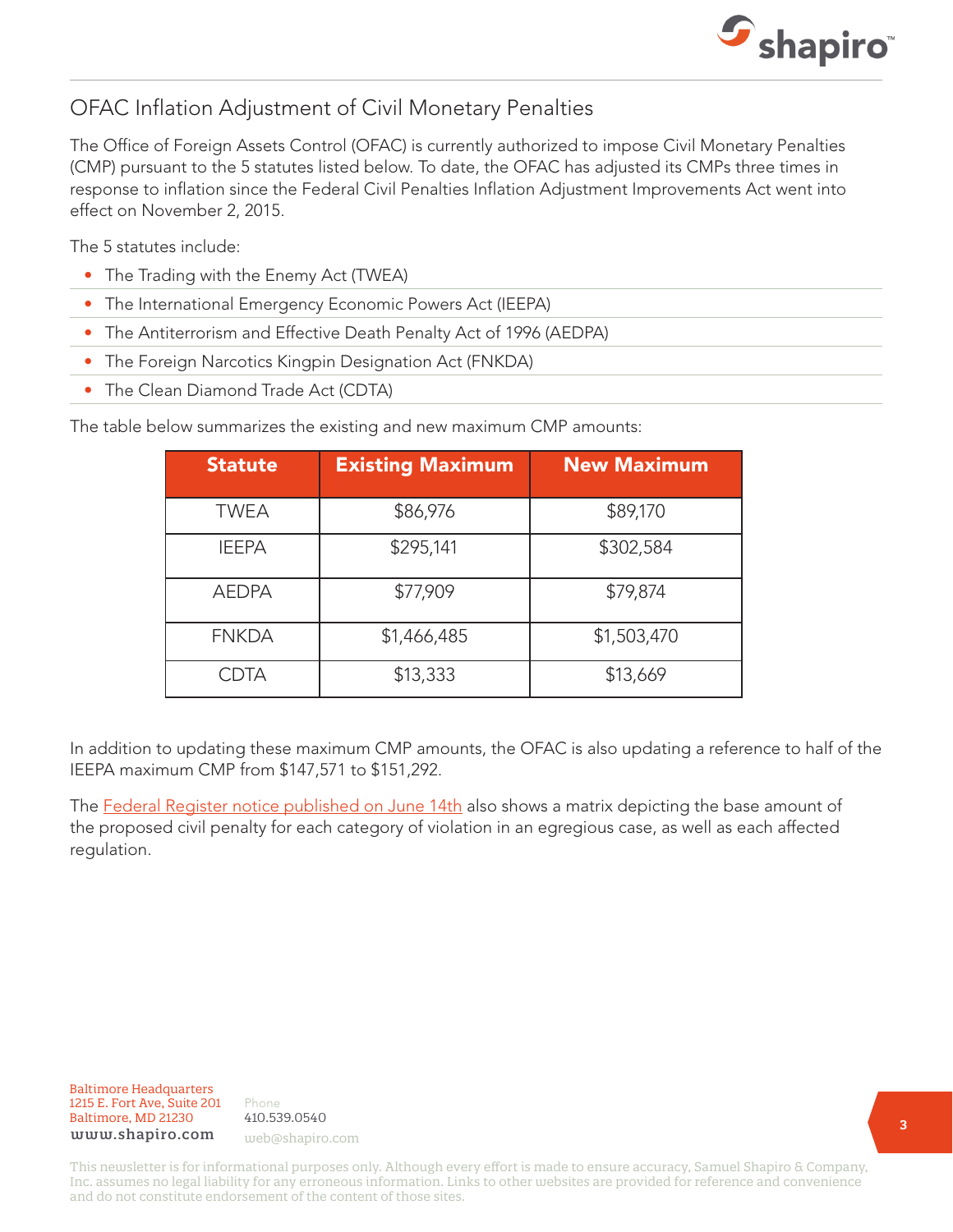## OFAC Inflation Adjustment of Civil Monetary Penalties

The Office of Foreign Assets Control (OFAC) is currently authorized to impose Civil Monetary Penalties (CMP) pursuant to the 5 statutes listed below. To date, the OFAC has adjusted its CMPs three times in response to inflation since the Federal Civil Penalties Inflation Adjustment Improvements Act went into effect on November 2, 2015.

The 5 statutes include:

- The Trading with the Enemy Act (TWEA)
- The International Emergency Economic Powers Act (IEEPA)
- The Antiterrorism and Effective Death Penalty Act of 1996 (AEDPA)
- The Foreign Narcotics Kingpin Designation Act (FNKDA)
- The Clean Diamond Trade Act (CDTA)

The table below summarizes the existing and new maximum CMP amounts:

| Statute | Existing Maximum | New Maximum |
| --- | --- | --- |
| TWEA | $86,976 | $89,170 |
| IEEPA | $295,141 | $302,584 |
| AEDPA | $77,909 | $79,874 |
| FNKDA | $1,466,485 | $1,503,470 |
| CDTA | $13,333 | $13,669 |

In addition to updating these maximum CMP amounts, the OFAC is also updating a reference to half of the IEEPA maximum CMP from $147,571 to $151,292.

The Federal Register notice published on June 14th also shows a matrix depicting the base amount of the proposed civil penalty for each category of violation in an egregious case, as well as each affected regulation.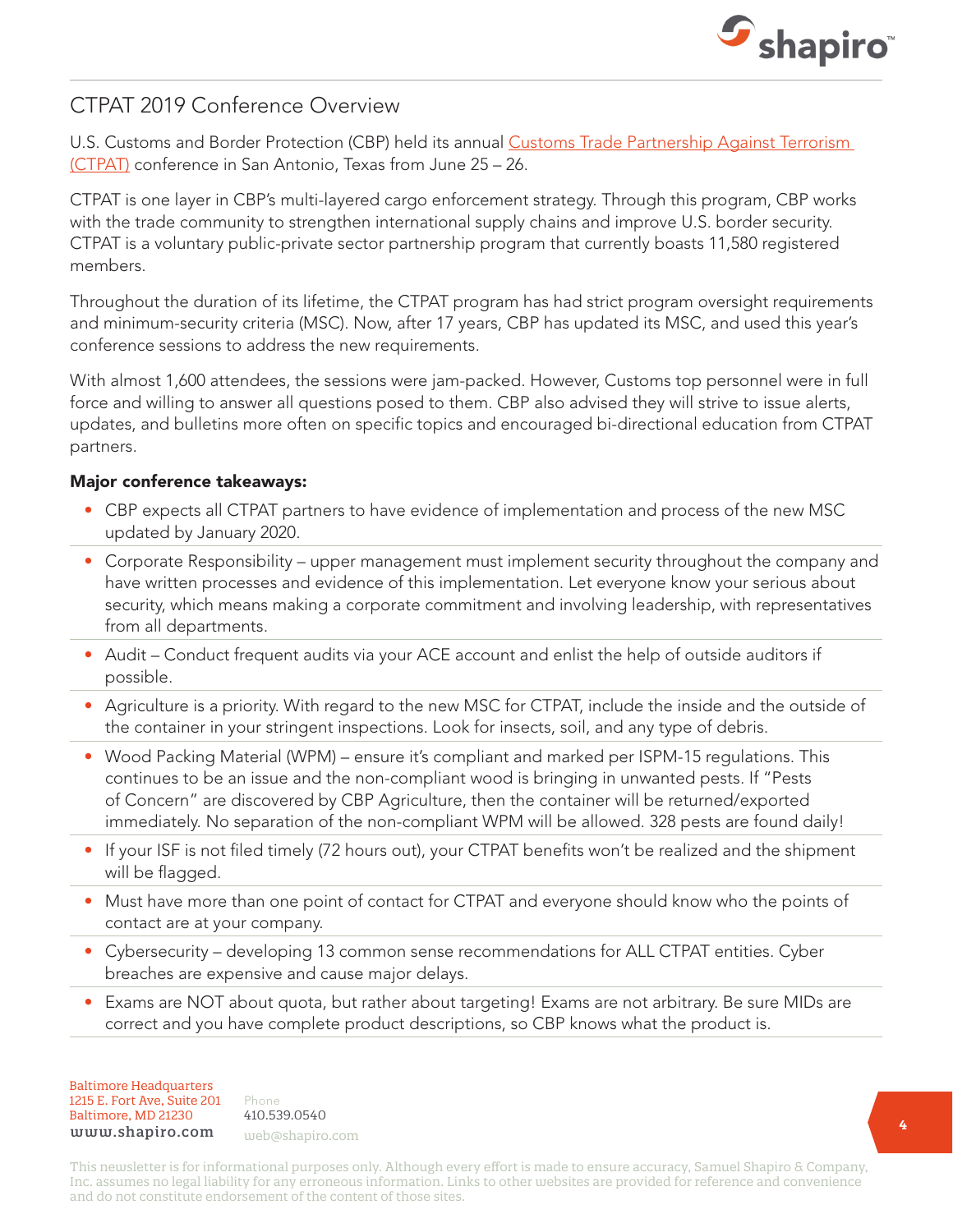## CTPAT 2019 Conference Overview

U.S. Customs and Border Protection (CBP) held its annual [Customs Trade Partnership Against Terrorism (CTPAT)]() conference in San Antonio, Texas from June 25 – 26.

CTPAT is one layer in CBP's multi-layered cargo enforcement strategy. Through this program, CBP works with the trade community to strengthen international supply chains and improve U.S. border security. CTPAT is a voluntary public-private sector partnership program that currently boasts 11,580 registered members.

Throughout the duration of its lifetime, the CTPAT program has had strict program oversight requirements and minimum-security criteria (MSC). Now, after 17 years, CBP has updated its MSC, and used this year's conference sessions to address the new requirements.

With almost 1,600 attendees, the sessions were jam-packed. However, Customs top personnel were in full force and willing to answer all questions posed to them. CBP also advised they will strive to issue alerts, updates, and bulletins more often on specific topics and encouraged bi-directional education from CTPAT partners.

**Major conference takeaways:**

- CBP expects all CTPAT partners to have evidence of implementation and process of the new MSC updated by January 2020.
- Corporate Responsibility – upper management must implement security throughout the company and have written processes and evidence of this implementation. Let everyone know your serious about security, which means making a corporate commitment and involving leadership, with representatives from all departments.
- Audit – Conduct frequent audits via your ACE account and enlist the help of outside auditors if possible.
- Agriculture is a priority. With regard to the new MSC for CTPAT, include the inside and the outside of the container in your stringent inspections. Look for insects, soil, and any type of debris.
- Wood Packing Material (WPM) – ensure it's compliant and marked per ISPM-15 regulations. This continues to be an issue and the non-compliant wood is bringing in unwanted pests. If "Pests of Concern" are discovered by CBP Agriculture, then the container will be returned/exported immediately. No separation of the non-compliant WPM will be allowed. 328 pests are found daily!
- If your ISF is not filed timely (72 hours out), your CTPAT benefits won't be realized and the shipment will be flagged.
- Must have more than one point of contact for CTPAT and everyone should know who the points of contact are at your company.
- Cybersecurity – developing 13 common sense recommendations for ALL CTPAT entities. Cyber breaches are expensive and cause major delays.
- Exams are NOT about quota, but rather about targeting! Exams are not arbitrary. Be sure MIDs are correct and you have complete product descriptions, so CBP knows what the product is.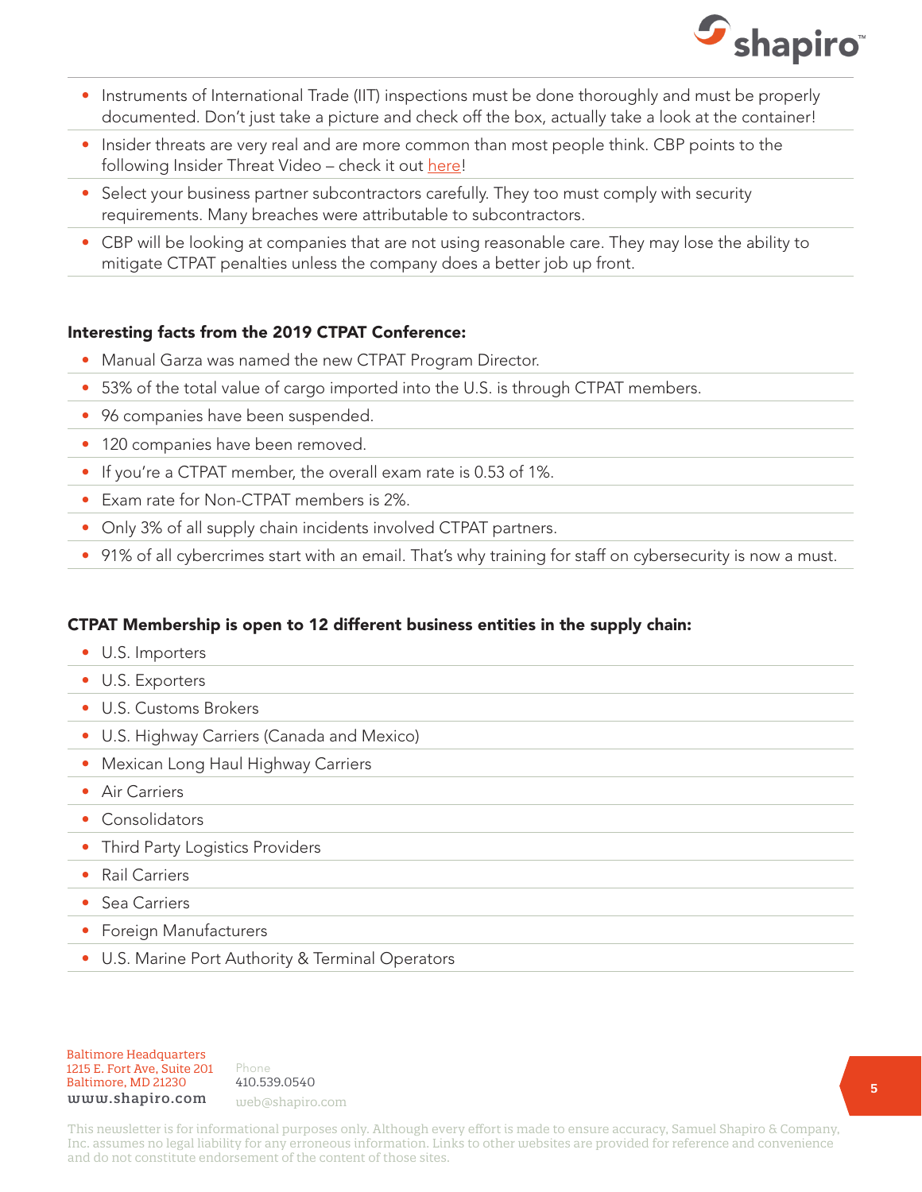- Instruments of International Trade (IIT) inspections must be done thoroughly and must be properly documented. Don't just take a picture and check off the box, actually take a look at the container!
- Insider threats are very real and are more common than most people think. CBP points to the following Insider Threat Video – check it out here!
- Select your business partner subcontractors carefully. They too must comply with security requirements. Many breaches were attributable to subcontractors.
- CBP will be looking at companies that are not using reasonable care. They may lose the ability to mitigate CTPAT penalties unless the company does a better job up front.

**Interesting facts from the 2019 CTPAT Conference:**

- Manual Garza was named the new CTPAT Program Director.
- 53% of the total value of cargo imported into the U.S. is through CTPAT members.
- 96 companies have been suspended.
- 120 companies have been removed.
- If you're a CTPAT member, the overall exam rate is 0.53 of 1%.
- Exam rate for Non-CTPAT members is 2%.
- Only 3% of all supply chain incidents involved CTPAT partners.
- 91% of all cybercrimes start with an email. That's why training for staff on cybersecurity is now a must.

**CTPAT Membership is open to 12 different business entities in the supply chain:**

- U.S. Importers
- U.S. Exporters
- U.S. Customs Brokers
- U.S. Highway Carriers (Canada and Mexico)
- Mexican Long Haul Highway Carriers
- Air Carriers
- Consolidators
- Third Party Logistics Providers
- Rail Carriers
- Sea Carriers
- Foreign Manufacturers
- U.S. Marine Port Authority & Terminal Operators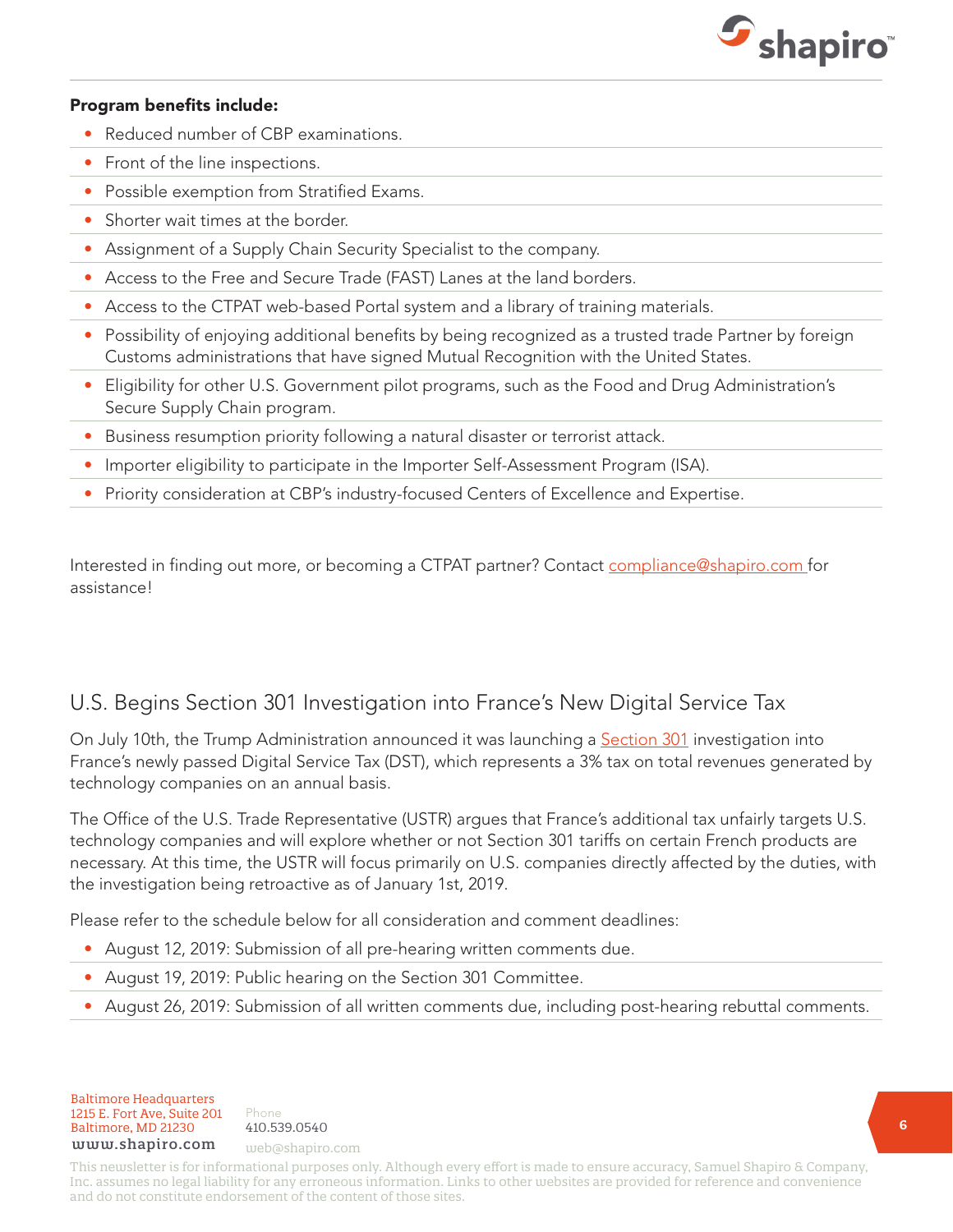**Program benefits include:**

- Reduced number of CBP examinations.
- Front of the line inspections.
- Possible exemption from Stratified Exams.
- Shorter wait times at the border.
- Assignment of a Supply Chain Security Specialist to the company.
- Access to the Free and Secure Trade (FAST) Lanes at the land borders.
- Access to the CTPAT web-based Portal system and a library of training materials.
- Possibility of enjoying additional benefits by being recognized as a trusted trade Partner by foreign Customs administrations that have signed Mutual Recognition with the United States.
- Eligibility for other U.S. Government pilot programs, such as the Food and Drug Administration's Secure Supply Chain program.
- Business resumption priority following a natural disaster or terrorist attack.
- Importer eligibility to participate in the Importer Self-Assessment Program (ISA).
- Priority consideration at CBP's industry-focused Centers of Excellence and Expertise.

Interested in finding out more, or becoming a CTPAT partner? Contact compliance@shapiro.com for assistance!

## U.S. Begins Section 301 Investigation into France's New Digital Service Tax

On July 10th, the Trump Administration announced it was launching a Section 301 investigation into France's newly passed Digital Service Tax (DST), which represents a 3% tax on total revenues generated by technology companies on an annual basis.

The Office of the U.S. Trade Representative (USTR) argues that France's additional tax unfairly targets U.S. technology companies and will explore whether or not Section 301 tariffs on certain French products are necessary. At this time, the USTR will focus primarily on U.S. companies directly affected by the duties, with the investigation being retroactive as of January 1st, 2019.

Please refer to the schedule below for all consideration and comment deadlines:

- August 12, 2019: Submission of all pre-hearing written comments due.
- August 19, 2019: Public hearing on the Section 301 Committee.
- August 26, 2019: Submission of all written comments due, including post-hearing rebuttal comments.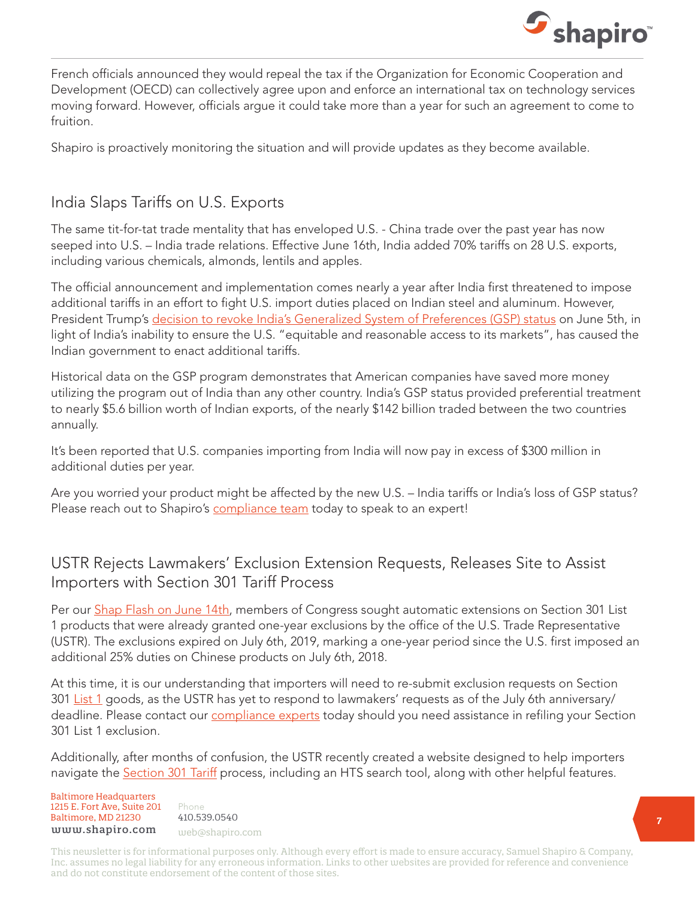French officials announced they would repeal the tax if the Organization for Economic Cooperation and Development (OECD) can collectively agree upon and enforce an international tax on technology services moving forward. However, officials argue it could take more than a year for such an agreement to come to fruition.

Shapiro is proactively monitoring the situation and will provide updates as they become available.

## India Slaps Tariffs on U.S. Exports

The same tit-for-tat trade mentality that has enveloped U.S. - China trade over the past year has now seeped into U.S. – India trade relations. Effective June 16th, India added 70% tariffs on 28 U.S. exports, including various chemicals, almonds, lentils and apples.

The official announcement and implementation comes nearly a year after India first threatened to impose additional tariffs in an effort to fight U.S. import duties placed on Indian steel and aluminum. However, President Trump's decision to revoke India's Generalized System of Preferences (GSP) status on June 5th, in light of India's inability to ensure the U.S. "equitable and reasonable access to its markets", has caused the Indian government to enact additional tariffs.

Historical data on the GSP program demonstrates that American companies have saved more money utilizing the program out of India than any other country. India's GSP status provided preferential treatment to nearly $5.6 billion worth of Indian exports, of the nearly $142 billion traded between the two countries annually.

It's been reported that U.S. companies importing from India will now pay in excess of $300 million in additional duties per year.

Are you worried your product might be affected by the new U.S. – India tariffs or India's loss of GSP status? Please reach out to Shapiro's compliance team today to speak to an expert!

## USTR Rejects Lawmakers' Exclusion Extension Requests, Releases Site to Assist Importers with Section 301 Tariff Process

Per our Shap Flash on June 14th, members of Congress sought automatic extensions on Section 301 List 1 products that were already granted one-year exclusions by the office of the U.S. Trade Representative (USTR). The exclusions expired on July 6th, 2019, marking a one-year period since the U.S. first imposed an additional 25% duties on Chinese products on July 6th, 2018.

At this time, it is our understanding that importers will need to re-submit exclusion requests on Section 301 List 1 goods, as the USTR has yet to respond to lawmakers' requests as of the July 6th anniversary/deadline. Please contact our compliance experts today should you need assistance in refiling your Section 301 List 1 exclusion.

Additionally, after months of confusion, the USTR recently created a website designed to help importers navigate the Section 301 Tariff process, including an HTS search tool, along with other helpful features.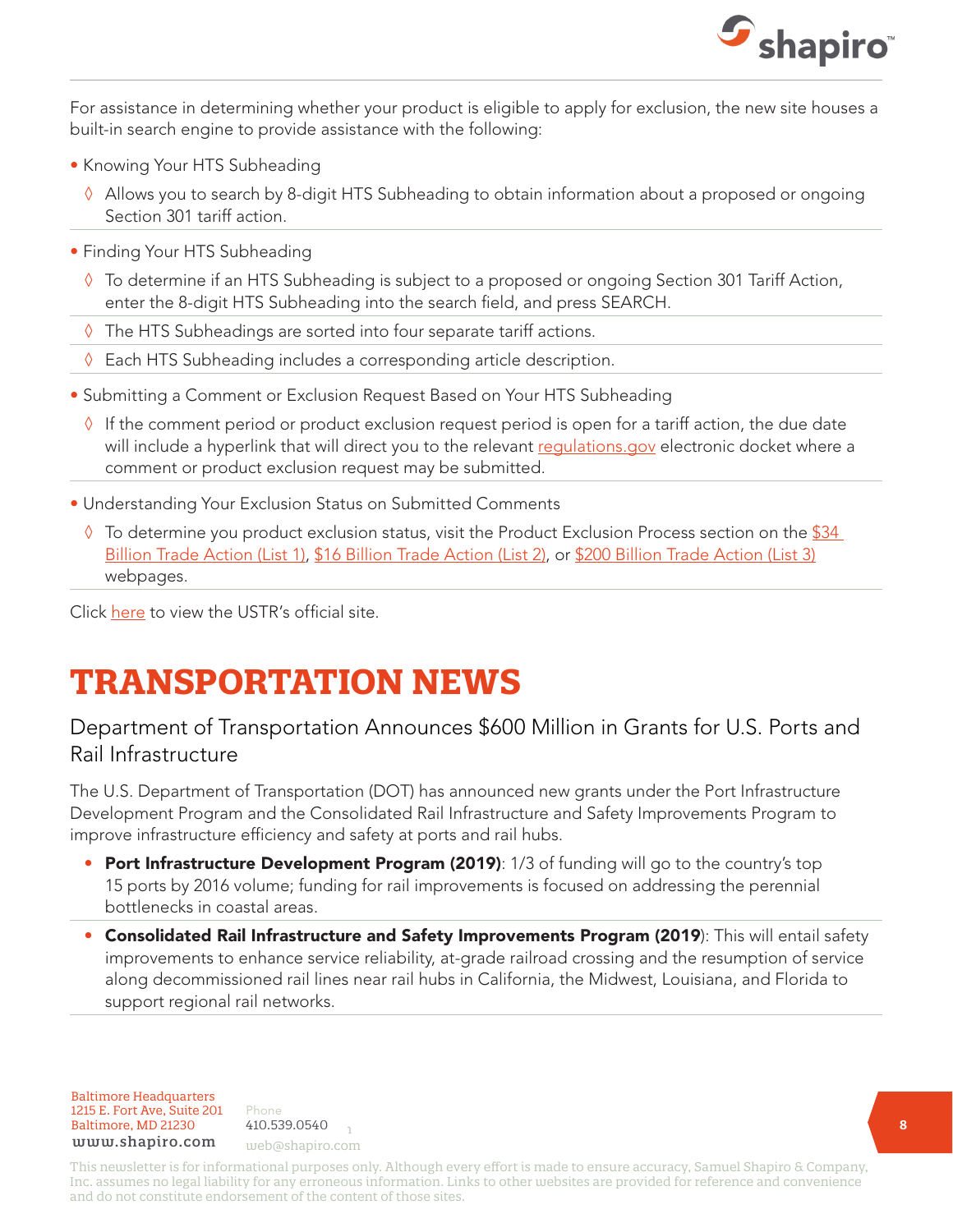For assistance in determining whether your product is eligible to apply for exclusion, the new site houses a built-in search engine to provide assistance with the following:

- Knowing Your HTS Subheading
  - ◊ Allows you to search by 8-digit HTS Subheading to obtain information about a proposed or ongoing Section 301 tariff action.
- Finding Your HTS Subheading
  - ◊ To determine if an HTS Subheading is subject to a proposed or ongoing Section 301 Tariff Action, enter the 8-digit HTS Subheading into the search field, and press SEARCH.
  - ◊ The HTS Subheadings are sorted into four separate tariff actions.
  - ◊ Each HTS Subheading includes a corresponding article description.
- Submitting a Comment or Exclusion Request Based on Your HTS Subheading
  - ◊ If the comment period or product exclusion request period is open for a tariff action, the due date will include a hyperlink that will direct you to the relevant regulations.gov electronic docket where a comment or product exclusion request may be submitted.
- Understanding Your Exclusion Status on Submitted Comments
  - ◊ To determine you product exclusion status, visit the Product Exclusion Process section on the $34 Billion Trade Action (List 1), $16 Billion Trade Action (List 2), or $200 Billion Trade Action (List 3) webpages.

Click here to view the USTR's official site.

# TRANSPORTATION NEWS

## Department of Transportation Announces $600 Million in Grants for U.S. Ports and Rail Infrastructure

The U.S. Department of Transportation (DOT) has announced new grants under the Port Infrastructure Development Program and the Consolidated Rail Infrastructure and Safety Improvements Program to improve infrastructure efficiency and safety at ports and rail hubs.

- **Port Infrastructure Development Program (2019)**: 1/3 of funding will go to the country's top 15 ports by 2016 volume; funding for rail improvements is focused on addressing the perennial bottlenecks in coastal areas.
- **Consolidated Rail Infrastructure and Safety Improvements Program (2019)**: This will entail safety improvements to enhance service reliability, at-grade railroad crossing and the resumption of service along decommissioned rail lines near rail hubs in California, the Midwest, Louisiana, and Florida to support regional rail networks.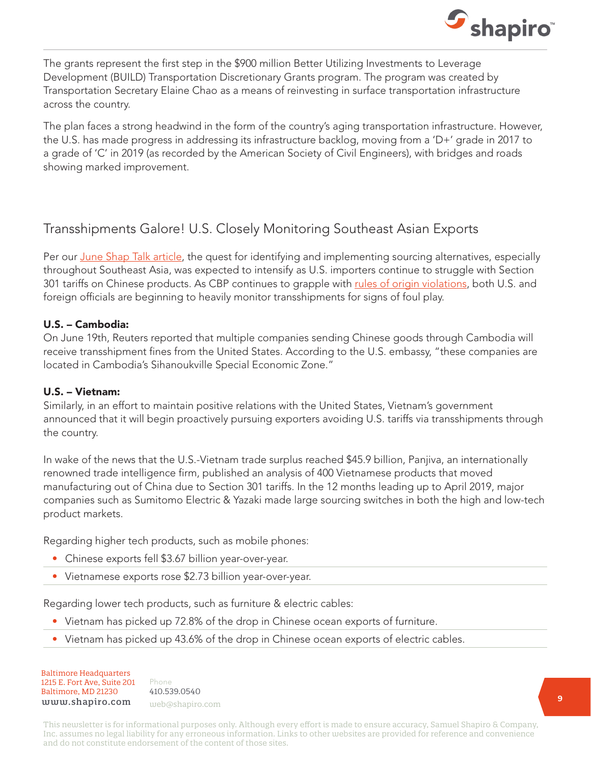The grants represent the first step in the $900 million Better Utilizing Investments to Leverage Development (BUILD) Transportation Discretionary Grants program. The program was created by Transportation Secretary Elaine Chao as a means of reinvesting in surface transportation infrastructure across the country.

The plan faces a strong headwind in the form of the country's aging transportation infrastructure. However, the U.S. has made progress in addressing its infrastructure backlog, moving from a 'D+' grade in 2017 to a grade of 'C' in 2019 (as recorded by the American Society of Civil Engineers), with bridges and roads showing marked improvement.

## Transshipments Galore! U.S. Closely Monitoring Southeast Asian Exports

Per our June Shap Talk article, the quest for identifying and implementing sourcing alternatives, especially throughout Southeast Asia, was expected to intensify as U.S. importers continue to struggle with Section 301 tariffs on Chinese products. As CBP continues to grapple with rules of origin violations, both U.S. and foreign officials are beginning to heavily monitor transshipments for signs of foul play.

**U.S. – Cambodia:**
On June 19th, Reuters reported that multiple companies sending Chinese goods through Cambodia will receive transshipment fines from the United States. According to the U.S. embassy, "these companies are located in Cambodia's Sihanoukville Special Economic Zone."

**U.S. – Vietnam:**
Similarly, in an effort to maintain positive relations with the United States, Vietnam's government announced that it will begin proactively pursuing exporters avoiding U.S. tariffs via transshipments through the country.

In wake of the news that the U.S.-Vietnam trade surplus reached $45.9 billion, Panjiva, an internationally renowned trade intelligence firm, published an analysis of 400 Vietnamese products that moved manufacturing out of China due to Section 301 tariffs. In the 12 months leading up to April 2019, major companies such as Sumitomo Electric & Yazaki made large sourcing switches in both the high and low-tech product markets.

Regarding higher tech products, such as mobile phones:

- Chinese exports fell $3.67 billion year-over-year.
- Vietnamese exports rose $2.73 billion year-over-year.

Regarding lower tech products, such as furniture & electric cables:

- Vietnam has picked up 72.8% of the drop in Chinese ocean exports of furniture.
- Vietnam has picked up 43.6% of the drop in Chinese ocean exports of electric cables.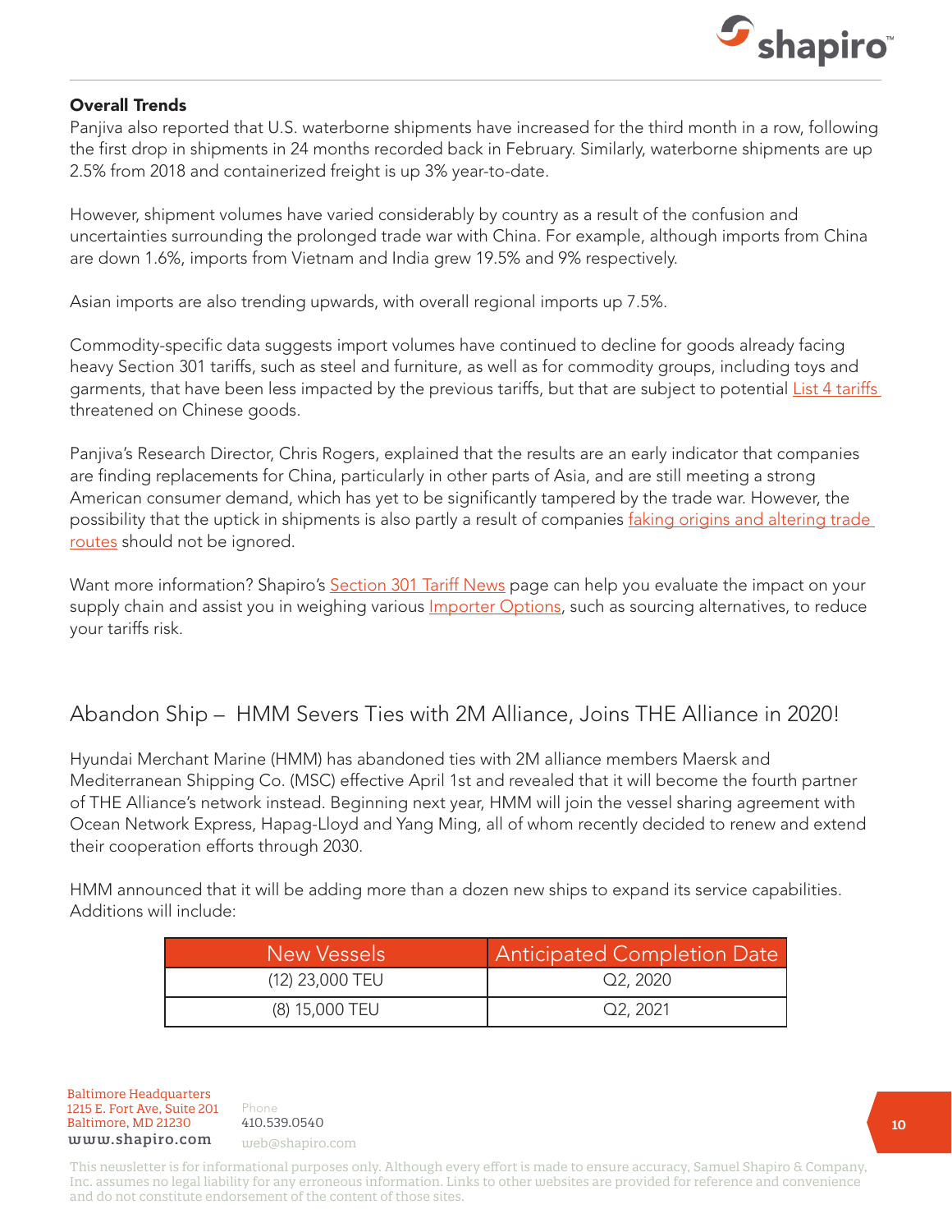**Overall Trends**

Panjiva also reported that U.S. waterborne shipments have increased for the third month in a row, following the first drop in shipments in 24 months recorded back in February. Similarly, waterborne shipments are up 2.5% from 2018 and containerized freight is up 3% year-to-date.

However, shipment volumes have varied considerably by country as a result of the confusion and uncertainties surrounding the prolonged trade war with China. For example, although imports from China are down 1.6%, imports from Vietnam and India grew 19.5% and 9% respectively.

Asian imports are also trending upwards, with overall regional imports up 7.5%.

Commodity-specific data suggests import volumes have continued to decline for goods already facing heavy Section 301 tariffs, such as steel and furniture, as well as for commodity groups, including toys and garments, that have been less impacted by the previous tariffs, but that are subject to potential List 4 tariffs threatened on Chinese goods.

Panjiva's Research Director, Chris Rogers, explained that the results are an early indicator that companies are finding replacements for China, particularly in other parts of Asia, and are still meeting a strong American consumer demand, which has yet to be significantly tampered by the trade war. However, the possibility that the uptick in shipments is also partly a result of companies faking origins and altering trade routes should not be ignored.

Want more information? Shapiro's Section 301 Tariff News page can help you evaluate the impact on your supply chain and assist you in weighing various Importer Options, such as sourcing alternatives, to reduce your tariffs risk.

## Abandon Ship – HMM Severs Ties with 2M Alliance, Joins THE Alliance in 2020!

Hyundai Merchant Marine (HMM) has abandoned ties with 2M alliance members Maersk and Mediterranean Shipping Co. (MSC) effective April 1st and revealed that it will become the fourth partner of THE Alliance's network instead. Beginning next year, HMM will join the vessel sharing agreement with Ocean Network Express, Hapag-Lloyd and Yang Ming, all of whom recently decided to renew and extend their cooperation efforts through 2030.

HMM announced that it will be adding more than a dozen new ships to expand its service capabilities. Additions will include:

| New Vessels | Anticipated Completion Date |
|---|---|
| (12) 23,000 TEU | Q2, 2020 |
| (8) 15,000 TEU | Q2, 2021 |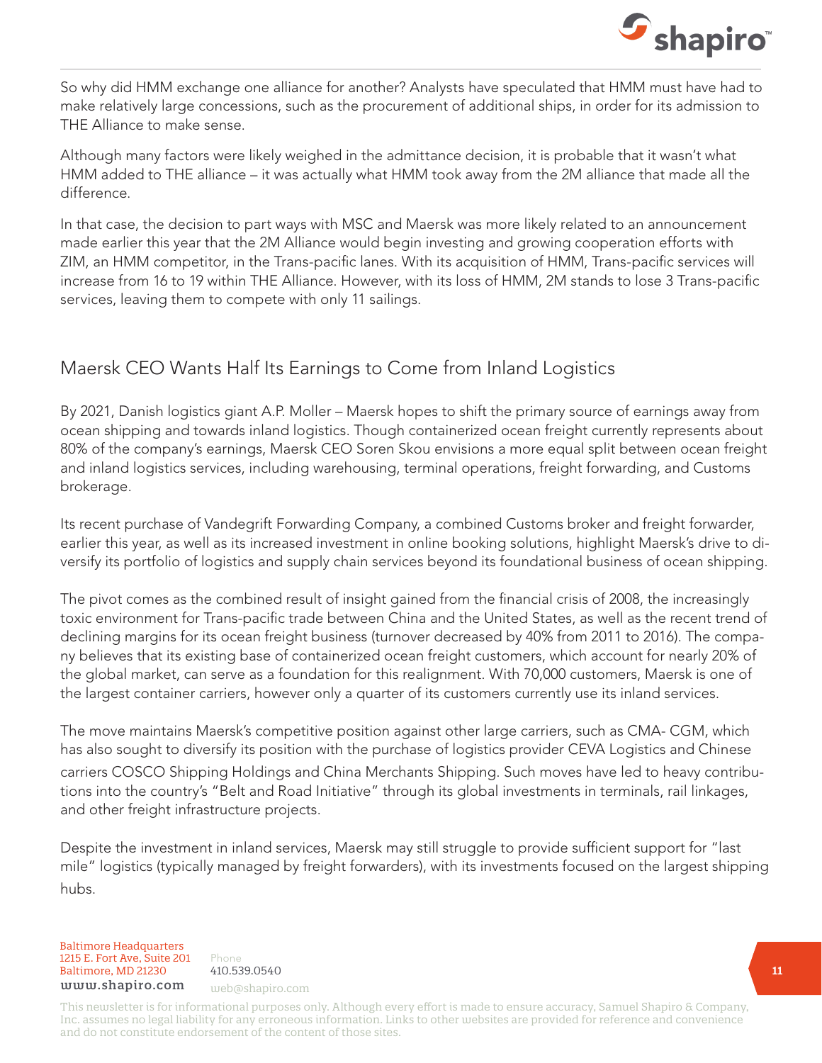So why did HMM exchange one alliance for another? Analysts have speculated that HMM must have had to make relatively large concessions, such as the procurement of additional ships, in order for its admission to THE Alliance to make sense.

Although many factors were likely weighed in the admittance decision, it is probable that it wasn't what HMM added to THE alliance – it was actually what HMM took away from the 2M alliance that made all the difference.

In that case, the decision to part ways with MSC and Maersk was more likely related to an announcement made earlier this year that the 2M Alliance would begin investing and growing cooperation efforts with ZIM, an HMM competitor, in the Trans-pacific lanes. With its acquisition of HMM, Trans-pacific services will increase from 16 to 19 within THE Alliance. However, with its loss of HMM, 2M stands to lose 3 Trans-pacific services, leaving them to compete with only 11 sailings.

## Maersk CEO Wants Half Its Earnings to Come from Inland Logistics

By 2021, Danish logistics giant A.P. Moller – Maersk hopes to shift the primary source of earnings away from ocean shipping and towards inland logistics. Though containerized ocean freight currently represents about 80% of the company's earnings, Maersk CEO Soren Skou envisions a more equal split between ocean freight and inland logistics services, including warehousing, terminal operations, freight forwarding, and Customs brokerage.

Its recent purchase of Vandegrift Forwarding Company, a combined Customs broker and freight forwarder, earlier this year, as well as its increased investment in online booking solutions, highlight Maersk's drive to diversify its portfolio of logistics and supply chain services beyond its foundational business of ocean shipping.

The pivot comes as the combined result of insight gained from the financial crisis of 2008, the increasingly toxic environment for Trans-pacific trade between China and the United States, as well as the recent trend of declining margins for its ocean freight business (turnover decreased by 40% from 2011 to 2016). The company believes that its existing base of containerized ocean freight customers, which account for nearly 20% of the global market, can serve as a foundation for this realignment. With 70,000 customers, Maersk is one of the largest container carriers, however only a quarter of its customers currently use its inland services.

The move maintains Maersk's competitive position against other large carriers, such as CMA- CGM, which has also sought to diversify its position with the purchase of logistics provider CEVA Logistics and Chinese carriers COSCO Shipping Holdings and China Merchants Shipping. Such moves have led to heavy contributions into the country's "Belt and Road Initiative" through its global investments in terminals, rail linkages, and other freight infrastructure projects.

Despite the investment in inland services, Maersk may still struggle to provide sufficient support for "last mile" logistics (typically managed by freight forwarders), with its investments focused on the largest shipping hubs.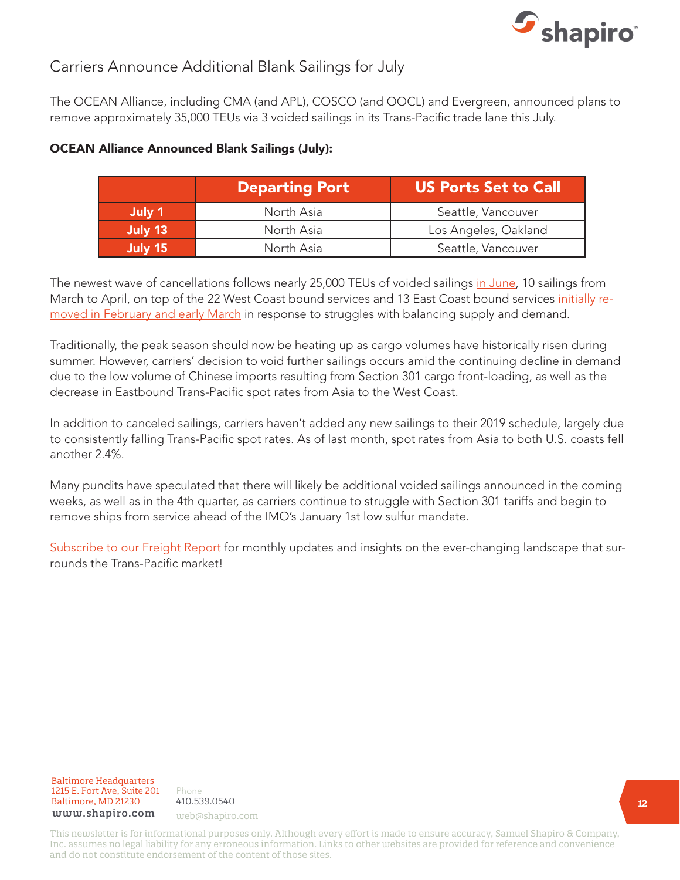## Carriers Announce Additional Blank Sailings for July

The OCEAN Alliance, including CMA (and APL), COSCO (and OOCL) and Evergreen, announced plans to remove approximately 35,000 TEUs via 3 voided sailings in its Trans-Pacific trade lane this July.

**OCEAN Alliance Announced Blank Sailings (July):**

| | Departing Port | US Ports Set to Call |
|---|---|---|
| **July 1** | North Asia | Seattle, Vancouver |
| **July 13** | North Asia | Los Angeles, Oakland |
| **July 15** | North Asia | Seattle, Vancouver |

The newest wave of cancellations follows nearly 25,000 TEUs of voided sailings in June, 10 sailings from March to April, on top of the 22 West Coast bound services and 13 East Coast bound services initially removed in February and early March in response to struggles with balancing supply and demand.

Traditionally, the peak season should now be heating up as cargo volumes have historically risen during summer. However, carriers' decision to void further sailings occurs amid the continuing decline in demand due to the low volume of Chinese imports resulting from Section 301 cargo front-loading, as well as the decrease in Eastbound Trans-Pacific spot rates from Asia to the West Coast.

In addition to canceled sailings, carriers haven't added any new sailings to their 2019 schedule, largely due to consistently falling Trans-Pacific spot rates. As of last month, spot rates from Asia to both U.S. coasts fell another 2.4%.

Many pundits have speculated that there will likely be additional voided sailings announced in the coming weeks, as well as in the 4th quarter, as carriers continue to struggle with Section 301 tariffs and begin to remove ships from service ahead of the IMO's January 1st low sulfur mandate.

Subscribe to our Freight Report for monthly updates and insights on the ever-changing landscape that surrounds the Trans-Pacific market!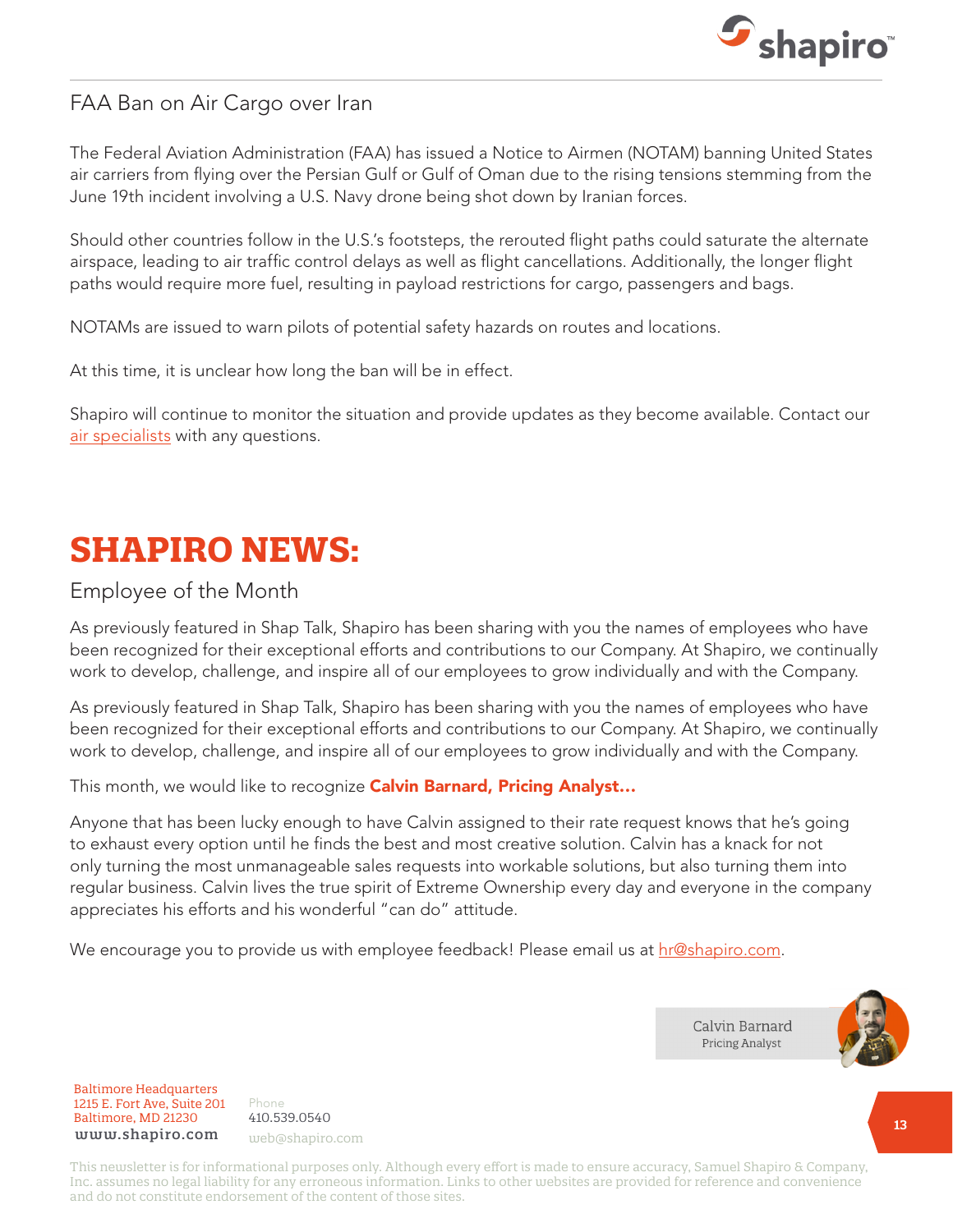## FAA Ban on Air Cargo over Iran

The Federal Aviation Administration (FAA) has issued a Notice to Airmen (NOTAM) banning United States air carriers from flying over the Persian Gulf or Gulf of Oman due to the rising tensions stemming from the June 19th incident involving a U.S. Navy drone being shot down by Iranian forces.

Should other countries follow in the U.S.'s footsteps, the rerouted flight paths could saturate the alternate airspace, leading to air traffic control delays as well as flight cancellations. Additionally, the longer flight paths would require more fuel, resulting in payload restrictions for cargo, passengers and bags.

NOTAMs are issued to warn pilots of potential safety hazards on routes and locations.

At this time, it is unclear how long the ban will be in effect.

Shapiro will continue to monitor the situation and provide updates as they become available. Contact our air specialists with any questions.

# SHAPIRO NEWS:

## Employee of the Month

As previously featured in Shap Talk, Shapiro has been sharing with you the names of employees who have been recognized for their exceptional efforts and contributions to our Company. At Shapiro, we continually work to develop, challenge, and inspire all of our employees to grow individually and with the Company.

As previously featured in Shap Talk, Shapiro has been sharing with you the names of employees who have been recognized for their exceptional efforts and contributions to our Company. At Shapiro, we continually work to develop, challenge, and inspire all of our employees to grow individually and with the Company.

This month, we would like to recognize **Calvin Barnard, Pricing Analyst...**

Anyone that has been lucky enough to have Calvin assigned to their rate request knows that he's going to exhaust every option until he finds the best and most creative solution. Calvin has a knack for not only turning the most unmanageable sales requests into workable solutions, but also turning them into regular business. Calvin lives the true spirit of Extreme Ownership every day and everyone in the company appreciates his efforts and his wonderful "can do" attitude.

We encourage you to provide us with employee feedback! Please email us at hr@shapiro.com.

Calvin Barnard
Pricing Analyst

Baltimore Headquarters
1215 E. Fort Ave, Suite 201
Baltimore, MD 21230
www.shapiro.com

Phone
410.539.0540
web@shapiro.com

This newsletter is for informational purposes only. Although every effort is made to ensure accuracy, Samuel Shapiro & Company, Inc. assumes no legal liability for any erroneous information. Links to other websites are provided for reference and convenience and do not constitute endorsement of the content of those sites.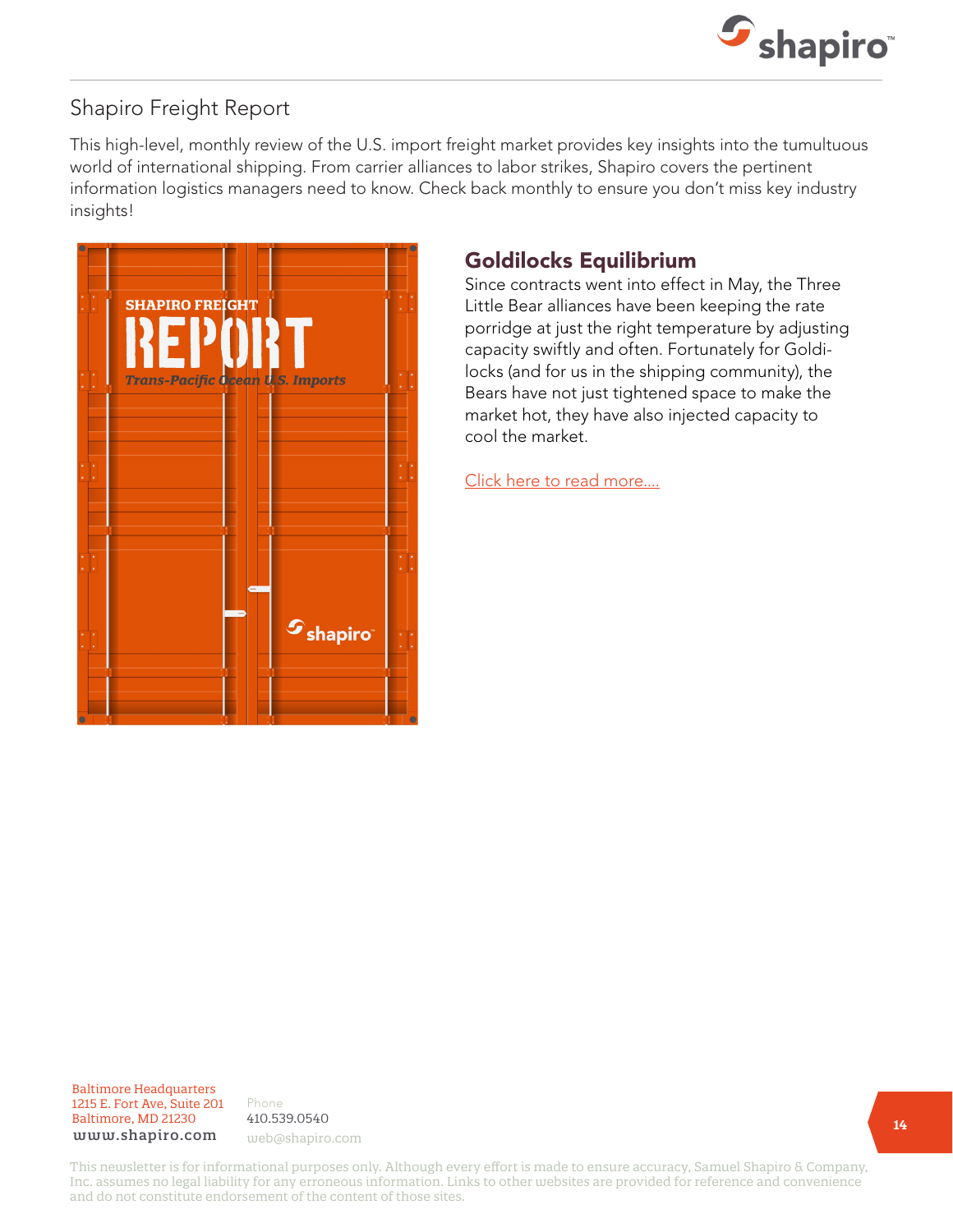## Shapiro Freight Report

This high-level, monthly review of the U.S. import freight market provides key insights into the tumultuous world of international shipping. From carrier alliances to labor strikes, Shapiro covers the pertinent information logistics managers need to know. Check back monthly to ensure you don't miss key industry insights!

SHAPIRO FREIGHT
REPORT
*Trans-Pacific Ocean U.S. Imports*
shapiro

### Goldilocks Equilibrium

Since contracts went into effect in May, the Three Little Bear alliances have been keeping the rate porridge at just the right temperature by adjusting capacity swiftly and often. Fortunately for Goldilocks (and for us in the shipping community), the Bears have not just tightened space to make the market hot, they have also injected capacity to cool the market.

Click here to read more....

Baltimore Headquarters
1215 E. Fort Ave, Suite 201
Baltimore, MD 21230
www.shapiro.com

Phone
410.539.0540
web@shapiro.com

This newsletter is for informational purposes only. Although every effort is made to ensure accuracy, Samuel Shapiro & Company, Inc. assumes no legal liability for any erroneous information. Links to other websites are provided for reference and convenience and do not constitute endorsement of the content of those sites.